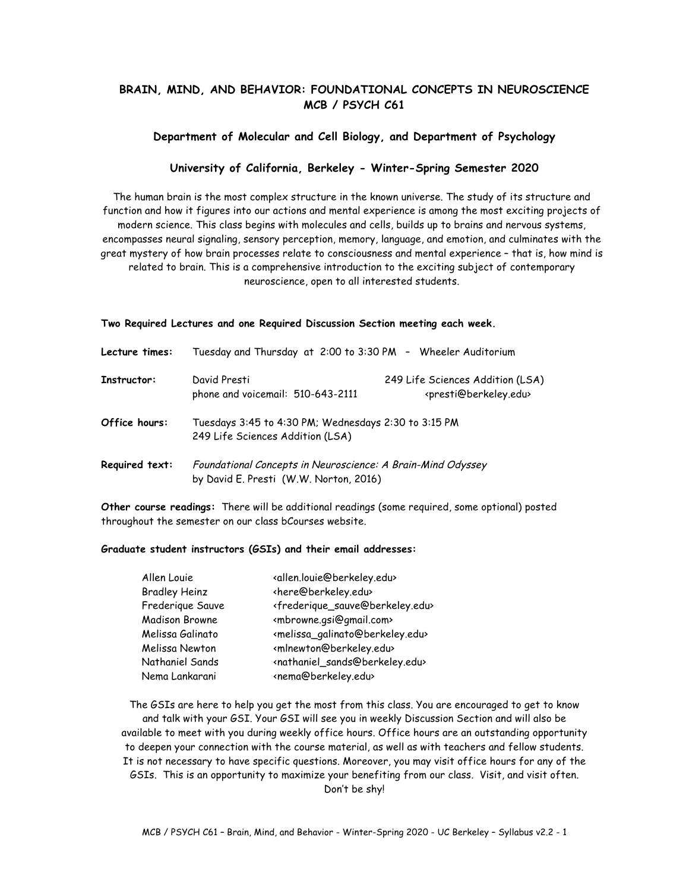# BRAIN, MIND, AND BEHAVIOR: FOUNDATIONAL CONCEPTS IN NEUROSCIENCE
# MCB / PSYCH C61

## Department of Molecular and Cell Biology, and Department of Psychology

## University of California, Berkeley - Winter-Spring Semester 2020

The human brain is the most complex structure in the known universe. The study of its structure and function and how it figures into our actions and mental experience is among the most exciting projects of modern science. This class begins with molecules and cells, builds up to brains and nervous systems, encompasses neural signaling, sensory perception, memory, language, and emotion, and culminates with the great mystery of how brain processes relate to consciousness and mental experience – that is, how mind is related to brain. This is a comprehensive introduction to the exciting subject of contemporary neuroscience, open to all interested students.

**Two Required Lectures and one Required Discussion Section meeting each week.**

**Lecture times:** Tuesday and Thursday at 2:00 to 3:30 PM – Wheeler Auditorium

**Instructor:** David Presti — 249 Life Sciences Addition (LSA)
phone and voicemail: 510-643-2111 — <presti@berkeley.edu>

**Office hours:** Tuesdays 3:45 to 4:30 PM; Wednesdays 2:30 to 3:15 PM
249 Life Sciences Addition (LSA)

**Required text:** *Foundational Concepts in Neuroscience: A Brain-Mind Odyssey*
by David E. Presti (W.W. Norton, 2016)

**Other course readings:** There will be additional readings (some required, some optional) posted throughout the semester on our class bCourses website.

**Graduate student instructors (GSIs) and their email addresses:**

| Name | Email |
|---|---|
| Allen Louie | <allen.louie@berkeley.edu> |
| Bradley Heinz | <here@berkeley.edu> |
| Frederique Sauve | <frederique_sauve@berkeley.edu> |
| Madison Browne | <mbrowne.gsi@gmail.com> |
| Melissa Galinato | <melissa_galinato@berkeley.edu> |
| Melissa Newton | <mlnewton@berkeley.edu> |
| Nathaniel Sands | <nathaniel_sands@berkeley.edu> |
| Nema Lankarani | <nema@berkeley.edu> |

The GSIs are here to help you get the most from this class. You are encouraged to get to know and talk with your GSI. Your GSI will see you in weekly Discussion Section and will also be available to meet with you during weekly office hours. Office hours are an outstanding opportunity to deepen your connection with the course material, as well as with teachers and fellow students. It is not necessary to have specific questions. Moreover, you may visit office hours for any of the GSIs. This is an opportunity to maximize your benefiting from our class. Visit, and visit often. Don't be shy!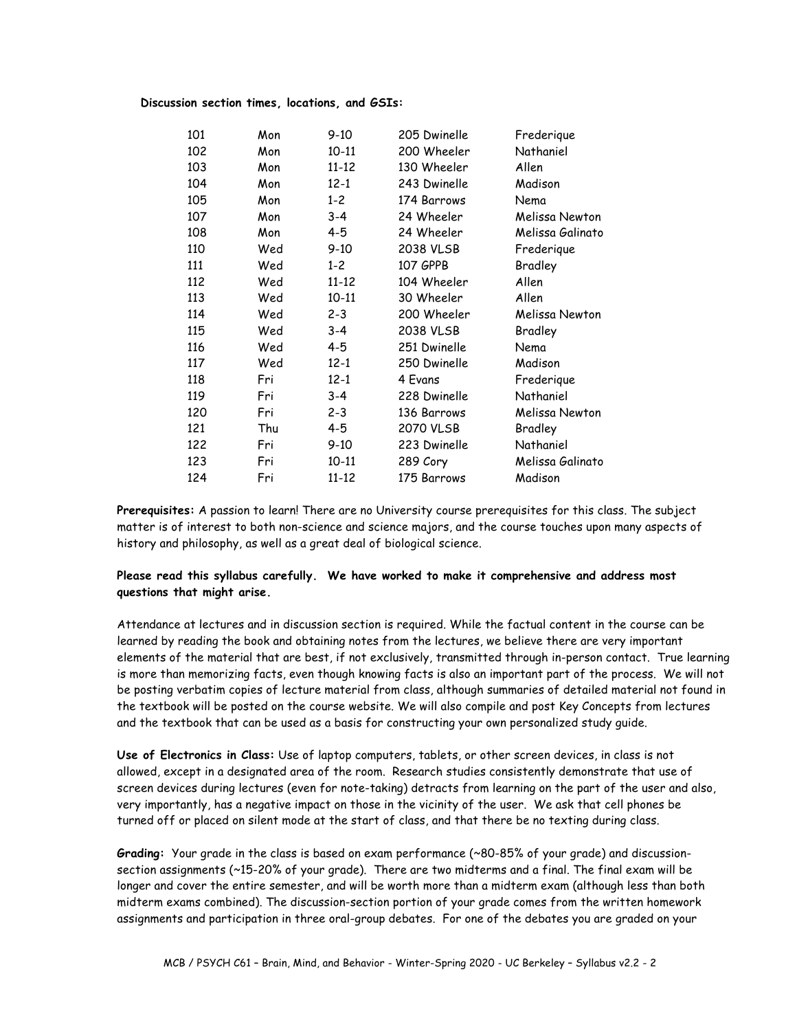**Discussion section times, locations, and GSIs:**

| | | | | |
|---|---|---|---|---|
| 101 | Mon | 9-10 | 205 Dwinelle | Frederique |
| 102 | Mon | 10-11 | 200 Wheeler | Nathaniel |
| 103 | Mon | 11-12 | 130 Wheeler | Allen |
| 104 | Mon | 12-1 | 243 Dwinelle | Madison |
| 105 | Mon | 1-2 | 174 Barrows | Nema |
| 107 | Mon | 3-4 | 24 Wheeler | Melissa Newton |
| 108 | Mon | 4-5 | 24 Wheeler | Melissa Galinato |
| 110 | Wed | 9-10 | 2038 VLSB | Frederique |
| 111 | Wed | 1-2 | 107 GPPB | Bradley |
| 112 | Wed | 11-12 | 104 Wheeler | Allen |
| 113 | Wed | 10-11 | 30 Wheeler | Allen |
| 114 | Wed | 2-3 | 200 Wheeler | Melissa Newton |
| 115 | Wed | 3-4 | 2038 VLSB | Bradley |
| 116 | Wed | 4-5 | 251 Dwinelle | Nema |
| 117 | Wed | 12-1 | 250 Dwinelle | Madison |
| 118 | Fri | 12-1 | 4 Evans | Frederique |
| 119 | Fri | 3-4 | 228 Dwinelle | Nathaniel |
| 120 | Fri | 2-3 | 136 Barrows | Melissa Newton |
| 121 | Thu | 4-5 | 2070 VLSB | Bradley |
| 122 | Fri | 9-10 | 223 Dwinelle | Nathaniel |
| 123 | Fri | 10-11 | 289 Cory | Melissa Galinato |
| 124 | Fri | 11-12 | 175 Barrows | Madison |

**Prerequisites:** A passion to learn! There are no University course prerequisites for this class. The subject matter is of interest to both non-science and science majors, and the course touches upon many aspects of history and philosophy, as well as a great deal of biological science.

**Please read this syllabus carefully. We have worked to make it comprehensive and address most questions that might arise.**

Attendance at lectures and in discussion section is required. While the factual content in the course can be learned by reading the book and obtaining notes from the lectures, we believe there are very important elements of the material that are best, if not exclusively, transmitted through in-person contact. True learning is more than memorizing facts, even though knowing facts is also an important part of the process. We will not be posting verbatim copies of lecture material from class, although summaries of detailed material not found in the textbook will be posted on the course website. We will also compile and post Key Concepts from lectures and the textbook that can be used as a basis for constructing your own personalized study guide.

**Use of Electronics in Class:** Use of laptop computers, tablets, or other screen devices, in class is not allowed, except in a designated area of the room. Research studies consistently demonstrate that use of screen devices during lectures (even for note-taking) detracts from learning on the part of the user and also, very importantly, has a negative impact on those in the vicinity of the user. We ask that cell phones be turned off or placed on silent mode at the start of class, and that there be no texting during class.

**Grading:** Your grade in the class is based on exam performance (~80-85% of your grade) and discussion-section assignments (~15-20% of your grade). There are two midterms and a final. The final exam will be longer and cover the entire semester, and will be worth more than a midterm exam (although less than both midterm exams combined). The discussion-section portion of your grade comes from the written homework assignments and participation in three oral-group debates. For one of the debates you are graded on your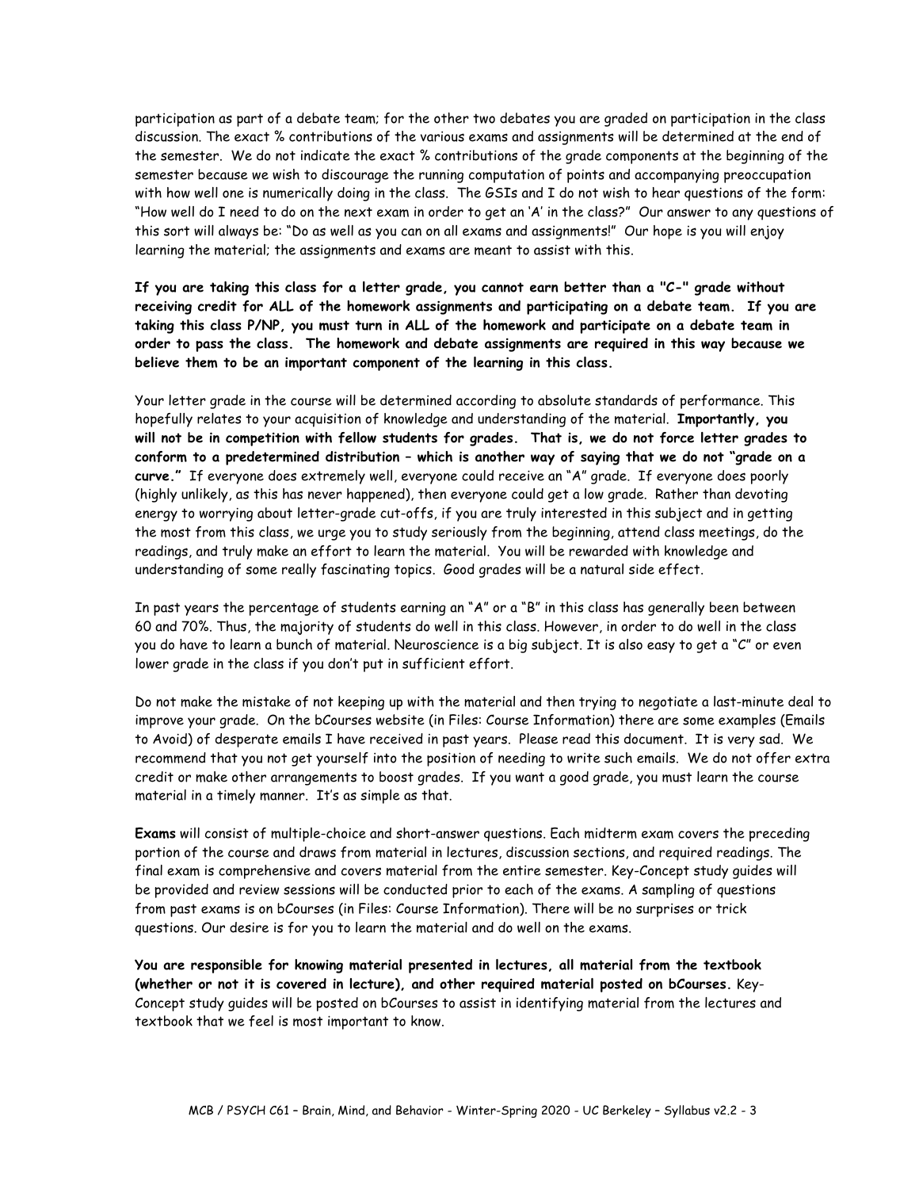participation as part of a debate team; for the other two debates you are graded on participation in the class discussion. The exact % contributions of the various exams and assignments will be determined at the end of the semester. We do not indicate the exact % contributions of the grade components at the beginning of the semester because we wish to discourage the running computation of points and accompanying preoccupation with how well one is numerically doing in the class. The GSIs and I do not wish to hear questions of the form: "How well do I need to do on the next exam in order to get an 'A' in the class?" Our answer to any questions of this sort will always be: "Do as well as you can on all exams and assignments!" Our hope is you will enjoy learning the material; the assignments and exams are meant to assist with this.

**If you are taking this class for a letter grade, you cannot earn better than a "C-" grade without receiving credit for ALL of the homework assignments and participating on a debate team. If you are taking this class P/NP, you must turn in ALL of the homework and participate on a debate team in order to pass the class. The homework and debate assignments are required in this way because we believe them to be an important component of the learning in this class.**

Your letter grade in the course will be determined according to absolute standards of performance. This hopefully relates to your acquisition of knowledge and understanding of the material. **Importantly, you will not be in competition with fellow students for grades. That is, we do not force letter grades to conform to a predetermined distribution – which is another way of saying that we do not "grade on a curve."** If everyone does extremely well, everyone could receive an "A" grade. If everyone does poorly (highly unlikely, as this has never happened), then everyone could get a low grade. Rather than devoting energy to worrying about letter-grade cut-offs, if you are truly interested in this subject and in getting the most from this class, we urge you to study seriously from the beginning, attend class meetings, do the readings, and truly make an effort to learn the material. You will be rewarded with knowledge and understanding of some really fascinating topics. Good grades will be a natural side effect.

In past years the percentage of students earning an "A" or a "B" in this class has generally been between 60 and 70%. Thus, the majority of students do well in this class. However, in order to do well in the class you do have to learn a bunch of material. Neuroscience is a big subject. It is also easy to get a "C" or even lower grade in the class if you don't put in sufficient effort.

Do not make the mistake of not keeping up with the material and then trying to negotiate a last-minute deal to improve your grade. On the bCourses website (in Files: Course Information) there are some examples (Emails to Avoid) of desperate emails I have received in past years. Please read this document. It is very sad. We recommend that you not get yourself into the position of needing to write such emails. We do not offer extra credit or make other arrangements to boost grades. If you want a good grade, you must learn the course material in a timely manner. It's as simple as that.

**Exams** will consist of multiple-choice and short-answer questions. Each midterm exam covers the preceding portion of the course and draws from material in lectures, discussion sections, and required readings. The final exam is comprehensive and covers material from the entire semester. Key-Concept study guides will be provided and review sessions will be conducted prior to each of the exams. A sampling of questions from past exams is on bCourses (in Files: Course Information). There will be no surprises or trick questions. Our desire is for you to learn the material and do well on the exams.

**You are responsible for knowing material presented in lectures, all material from the textbook (whether or not it is covered in lecture), and other required material posted on bCourses.** Key-Concept study guides will be posted on bCourses to assist in identifying material from the lectures and textbook that we feel is most important to know.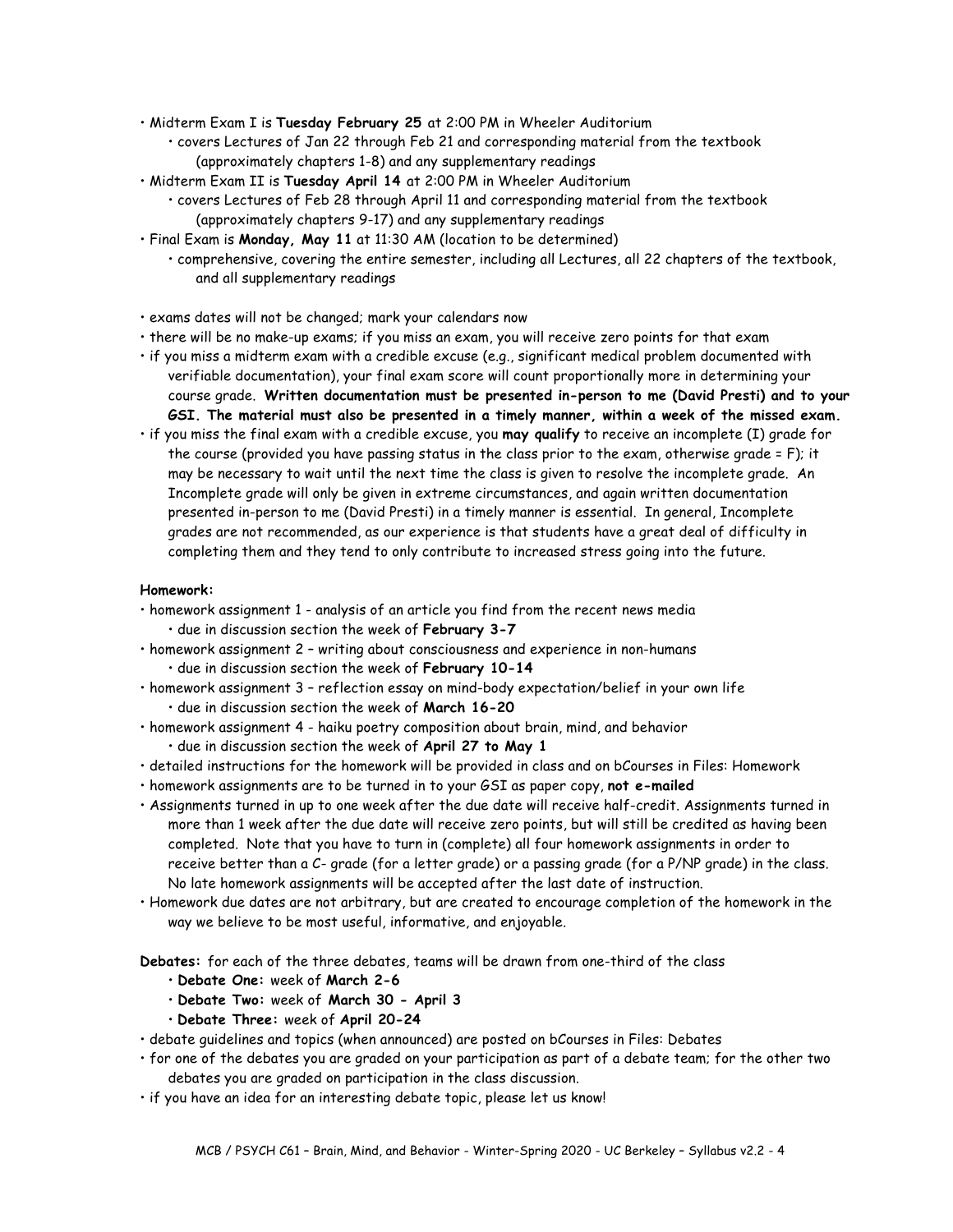- Midterm Exam I is **Tuesday February 25** at 2:00 PM in Wheeler Auditorium
  - covers Lectures of Jan 22 through Feb 21 and corresponding material from the textbook (approximately chapters 1-8) and any supplementary readings
- Midterm Exam II is **Tuesday April 14** at 2:00 PM in Wheeler Auditorium
  - covers Lectures of Feb 28 through April 11 and corresponding material from the textbook (approximately chapters 9-17) and any supplementary readings
- Final Exam is **Monday, May 11** at 11:30 AM (location to be determined)
  - comprehensive, covering the entire semester, including all Lectures, all 22 chapters of the textbook, and all supplementary readings

- exams dates will not be changed; mark your calendars now
- there will be no make-up exams; if you miss an exam, you will receive zero points for that exam
- if you miss a midterm exam with a credible excuse (e.g., significant medical problem documented with verifiable documentation), your final exam score will count proportionally more in determining your course grade. **Written documentation must be presented in-person to me (David Presti) and to your GSI. The material must also be presented in a timely manner, within a week of the missed exam.**
- if you miss the final exam with a credible excuse, you **may qualify** to receive an incomplete (I) grade for the course (provided you have passing status in the class prior to the exam, otherwise grade = F); it may be necessary to wait until the next time the class is given to resolve the incomplete grade. An Incomplete grade will only be given in extreme circumstances, and again written documentation presented in-person to me (David Presti) in a timely manner is essential. In general, Incomplete grades are not recommended, as our experience is that students have a great deal of difficulty in completing them and they tend to only contribute to increased stress going into the future.

**Homework:**

- homework assignment 1 - analysis of an article you find from the recent news media
  - due in discussion section the week of **February 3-7**
- homework assignment 2 – writing about consciousness and experience in non-humans
  - due in discussion section the week of **February 10-14**
- homework assignment 3 – reflection essay on mind-body expectation/belief in your own life
  - due in discussion section the week of **March 16-20**
- homework assignment 4 - haiku poetry composition about brain, mind, and behavior
  - due in discussion section the week of **April 27 to May 1**
- detailed instructions for the homework will be provided in class and on bCourses in Files: Homework
- homework assignments are to be turned in to your GSI as paper copy, **not e-mailed**
- Assignments turned in up to one week after the due date will receive half-credit. Assignments turned in more than 1 week after the due date will receive zero points, but will still be credited as having been completed. Note that you have to turn in (complete) all four homework assignments in order to receive better than a C- grade (for a letter grade) or a passing grade (for a P/NP grade) in the class. No late homework assignments will be accepted after the last date of instruction.
- Homework due dates are not arbitrary, but are created to encourage completion of the homework in the way we believe to be most useful, informative, and enjoyable.

**Debates:** for each of the three debates, teams will be drawn from one-third of the class

- **Debate One:** week of **March 2-6**
- **Debate Two:** week of **March 30 - April 3**
- **Debate Three:** week of **April 20-24**

- debate guidelines and topics (when announced) are posted on bCourses in Files: Debates
- for one of the debates you are graded on your participation as part of a debate team; for the other two debates you are graded on participation in the class discussion.
- if you have an idea for an interesting debate topic, please let us know!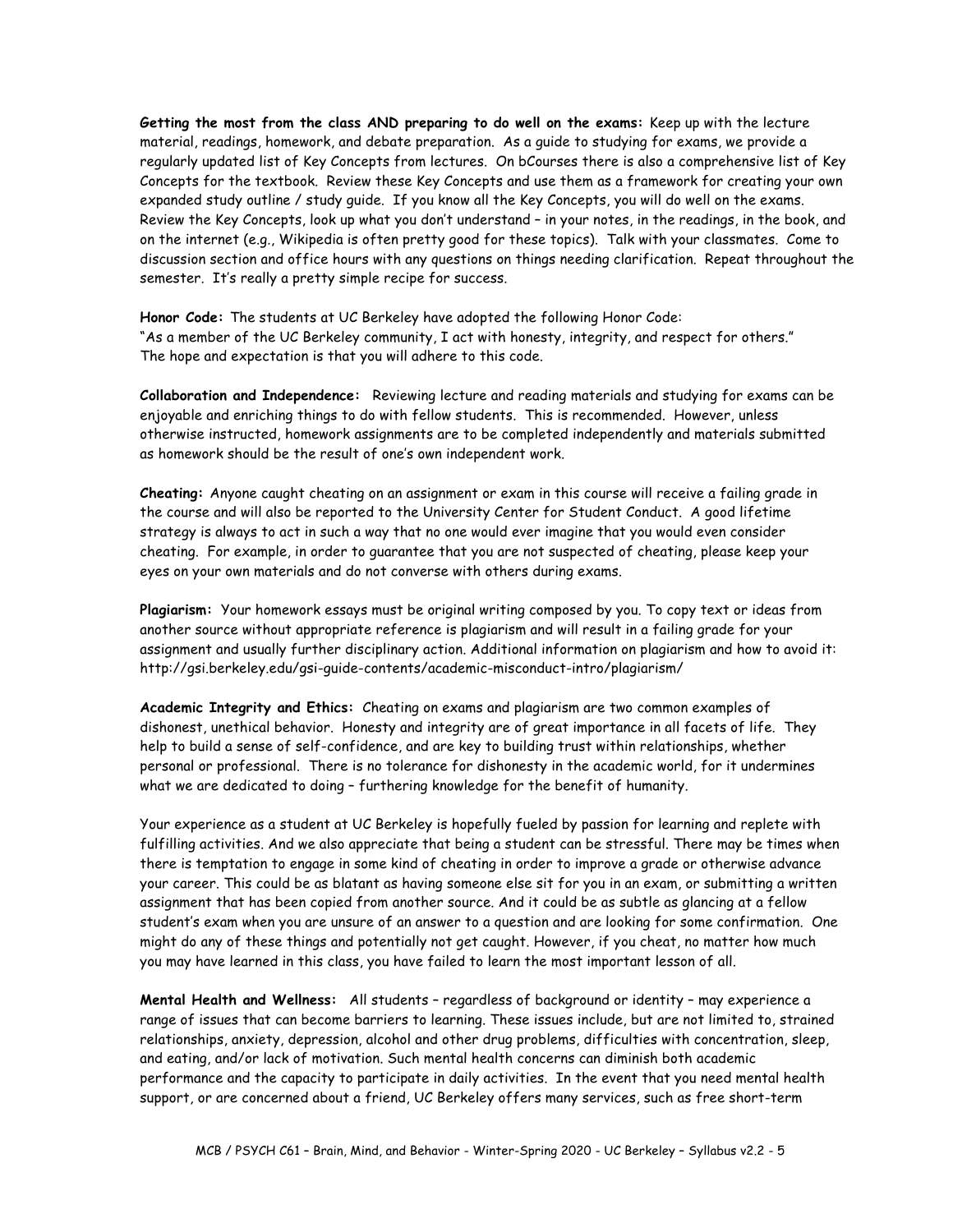**Getting the most from the class AND preparing to do well on the exams:** Keep up with the lecture material, readings, homework, and debate preparation. As a guide to studying for exams, we provide a regularly updated list of Key Concepts from lectures. On bCourses there is also a comprehensive list of Key Concepts for the textbook. Review these Key Concepts and use them as a framework for creating your own expanded study outline / study guide. If you know all the Key Concepts, you will do well on the exams. Review the Key Concepts, look up what you don't understand – in your notes, in the readings, in the book, and on the internet (e.g., Wikipedia is often pretty good for these topics). Talk with your classmates. Come to discussion section and office hours with any questions on things needing clarification. Repeat throughout the semester. It's really a pretty simple recipe for success.

**Honor Code:** The students at UC Berkeley have adopted the following Honor Code:
"As a member of the UC Berkeley community, I act with honesty, integrity, and respect for others."
The hope and expectation is that you will adhere to this code.

**Collaboration and Independence:** Reviewing lecture and reading materials and studying for exams can be enjoyable and enriching things to do with fellow students. This is recommended. However, unless otherwise instructed, homework assignments are to be completed independently and materials submitted as homework should be the result of one's own independent work.

**Cheating:** Anyone caught cheating on an assignment or exam in this course will receive a failing grade in the course and will also be reported to the University Center for Student Conduct. A good lifetime strategy is always to act in such a way that no one would ever imagine that you would even consider cheating. For example, in order to guarantee that you are not suspected of cheating, please keep your eyes on your own materials and do not converse with others during exams.

**Plagiarism:** Your homework essays must be original writing composed by you. To copy text or ideas from another source without appropriate reference is plagiarism and will result in a failing grade for your assignment and usually further disciplinary action. Additional information on plagiarism and how to avoid it: http://gsi.berkeley.edu/gsi-guide-contents/academic-misconduct-intro/plagiarism/

**Academic Integrity and Ethics:** Cheating on exams and plagiarism are two common examples of dishonest, unethical behavior. Honesty and integrity are of great importance in all facets of life. They help to build a sense of self-confidence, and are key to building trust within relationships, whether personal or professional. There is no tolerance for dishonesty in the academic world, for it undermines what we are dedicated to doing – furthering knowledge for the benefit of humanity.

Your experience as a student at UC Berkeley is hopefully fueled by passion for learning and replete with fulfilling activities. And we also appreciate that being a student can be stressful. There may be times when there is temptation to engage in some kind of cheating in order to improve a grade or otherwise advance your career. This could be as blatant as having someone else sit for you in an exam, or submitting a written assignment that has been copied from another source. And it could be as subtle as glancing at a fellow student's exam when you are unsure of an answer to a question and are looking for some confirmation. One might do any of these things and potentially not get caught. However, if you cheat, no matter how much you may have learned in this class, you have failed to learn the most important lesson of all.

**Mental Health and Wellness:** All students – regardless of background or identity – may experience a range of issues that can become barriers to learning. These issues include, but are not limited to, strained relationships, anxiety, depression, alcohol and other drug problems, difficulties with concentration, sleep, and eating, and/or lack of motivation. Such mental health concerns can diminish both academic performance and the capacity to participate in daily activities. In the event that you need mental health support, or are concerned about a friend, UC Berkeley offers many services, such as free short-term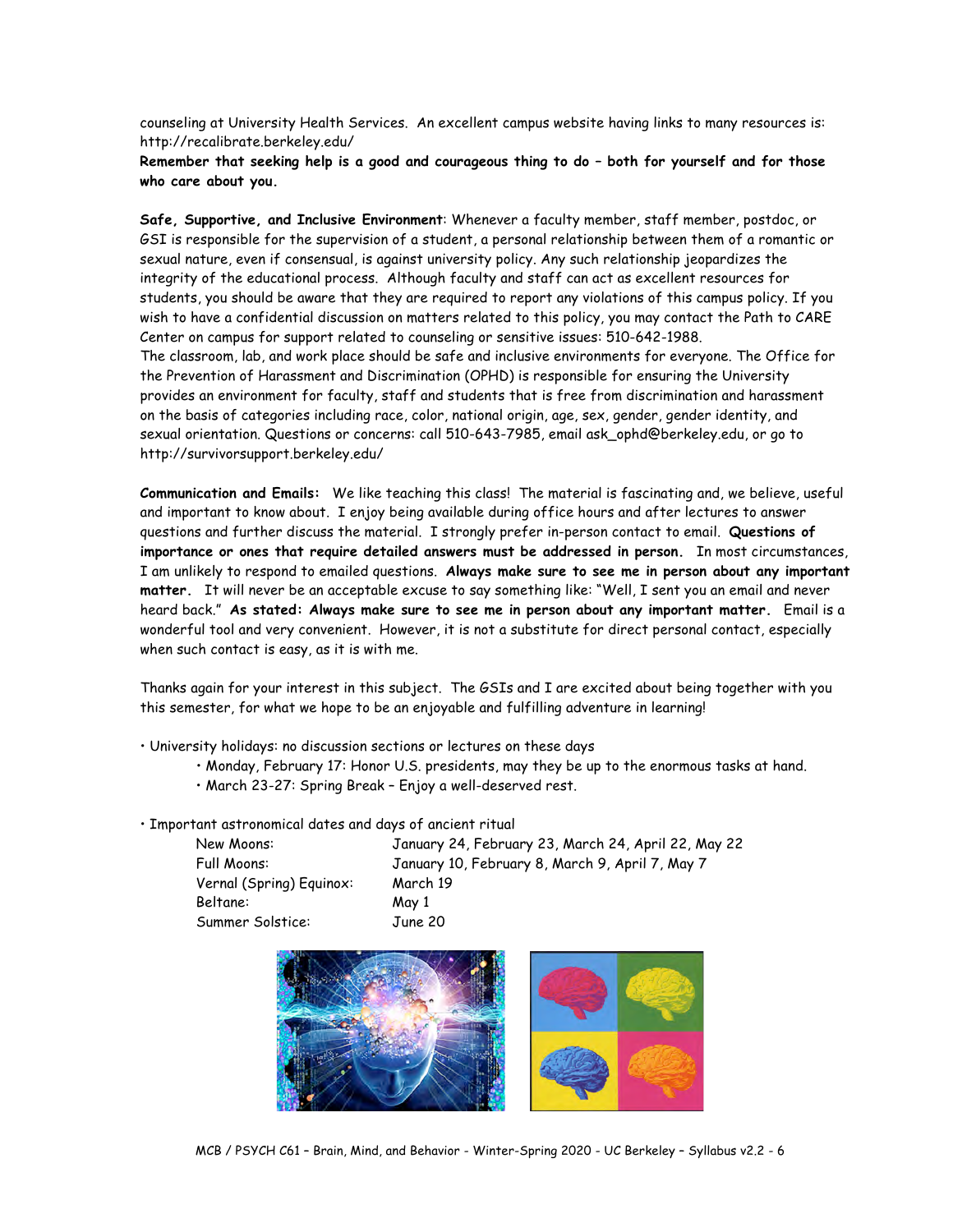counseling at University Health Services. An excellent campus website having links to many resources is: http://recalibrate.berkeley.edu/

**Remember that seeking help is a good and courageous thing to do – both for yourself and for those who care about you.**

**Safe, Supportive, and Inclusive Environment**: Whenever a faculty member, staff member, postdoc, or GSI is responsible for the supervision of a student, a personal relationship between them of a romantic or sexual nature, even if consensual, is against university policy. Any such relationship jeopardizes the integrity of the educational process. Although faculty and staff can act as excellent resources for students, you should be aware that they are required to report any violations of this campus policy. If you wish to have a confidential discussion on matters related to this policy, you may contact the Path to CARE Center on campus for support related to counseling or sensitive issues: 510-642-1988.
The classroom, lab, and work place should be safe and inclusive environments for everyone. The Office for the Prevention of Harassment and Discrimination (OPHD) is responsible for ensuring the University provides an environment for faculty, staff and students that is free from discrimination and harassment on the basis of categories including race, color, national origin, age, sex, gender, gender identity, and sexual orientation. Questions or concerns: call 510-643-7985, email ask_ophd@berkeley.edu, or go to http://survivorsupport.berkeley.edu/

**Communication and Emails:** We like teaching this class! The material is fascinating and, we believe, useful and important to know about. I enjoy being available during office hours and after lectures to answer questions and further discuss the material. I strongly prefer in-person contact to email. **Questions of importance or ones that require detailed answers must be addressed in person.** In most circumstances, I am unlikely to respond to emailed questions. **Always make sure to see me in person about any important matter.** It will never be an acceptable excuse to say something like: "Well, I sent you an email and never heard back." **As stated: Always make sure to see me in person about any important matter.** Email is a wonderful tool and very convenient. However, it is not a substitute for direct personal contact, especially when such contact is easy, as it is with me.

Thanks again for your interest in this subject. The GSIs and I are excited about being together with you this semester, for what we hope to be an enjoyable and fulfilling adventure in learning!

- University holidays: no discussion sections or lectures on these days
  - Monday, February 17: Honor U.S. presidents, may they be up to the enormous tasks at hand.
  - March 23-27: Spring Break – Enjoy a well-deserved rest.

- Important astronomical dates and days of ancient ritual

| | |
|---|---|
| New Moons: | January 24, February 23, March 24, April 22, May 22 |
| Full Moons: | January 10, February 8, March 9, April 7, May 7 |
| Vernal (Spring) Equinox: | March 19 |
| Beltane: | May 1 |
| Summer Solstice: | June 20 |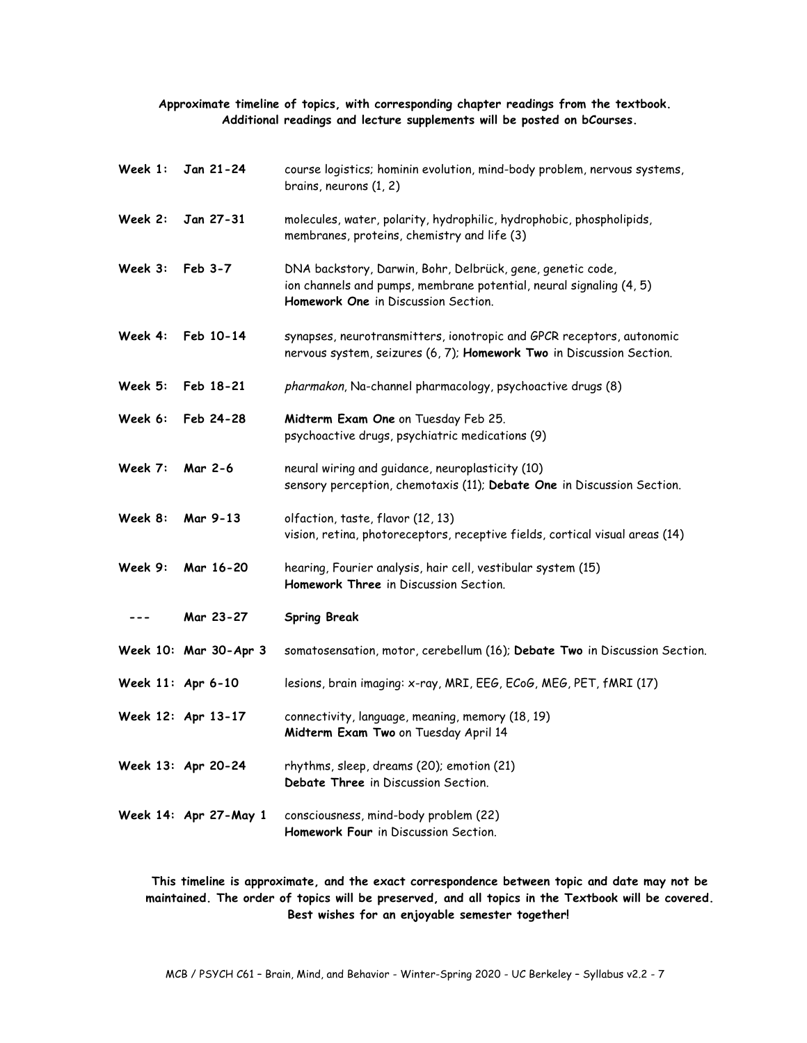**Approximate timeline of topics, with corresponding chapter readings from the textbook. Additional readings and lecture supplements will be posted on bCourses.**

| | | |
|---|---|---|
| **Week 1:** | **Jan 21-24** | course logistics; hominin evolution, mind-body problem, nervous systems, brains, neurons (1, 2) |
| **Week 2:** | **Jan 27-31** | molecules, water, polarity, hydrophilic, hydrophobic, phospholipids, membranes, proteins, chemistry and life (3) |
| **Week 3:** | **Feb 3-7** | DNA backstory, Darwin, Bohr, Delbrück, gene, genetic code, ion channels and pumps, membrane potential, neural signaling (4, 5) **Homework One** in Discussion Section. |
| **Week 4:** | **Feb 10-14** | synapses, neurotransmitters, ionotropic and GPCR receptors, autonomic nervous system, seizures (6, 7); **Homework Two** in Discussion Section. |
| **Week 5:** | **Feb 18-21** | *pharmakon*, Na-channel pharmacology, psychoactive drugs (8) |
| **Week 6:** | **Feb 24-28** | **Midterm Exam One** on Tuesday Feb 25. psychoactive drugs, psychiatric medications (9) |
| **Week 7:** | **Mar 2-6** | neural wiring and guidance, neuroplasticity (10) sensory perception, chemotaxis (11); **Debate One** in Discussion Section. |
| **Week 8:** | **Mar 9-13** | olfaction, taste, flavor (12, 13) vision, retina, photoreceptors, receptive fields, cortical visual areas (14) |
| **Week 9:** | **Mar 16-20** | hearing, Fourier analysis, hair cell, vestibular system (15) **Homework Three** in Discussion Section. |
| **---** | **Mar 23-27** | **Spring Break** |
| **Week 10:** | **Mar 30-Apr 3** | somatosensation, motor, cerebellum (16); **Debate Two** in Discussion Section. |
| **Week 11:** | **Apr 6-10** | lesions, brain imaging: x-ray, MRI, EEG, ECoG, MEG, PET, fMRI (17) |
| **Week 12:** | **Apr 13-17** | connectivity, language, meaning, memory (18, 19) **Midterm Exam Two** on Tuesday April 14 |
| **Week 13:** | **Apr 20-24** | rhythms, sleep, dreams (20); emotion (21) **Debate Three** in Discussion Section. |
| **Week 14:** | **Apr 27-May 1** | consciousness, mind-body problem (22) **Homework Four** in Discussion Section. |

**This timeline is approximate, and the exact correspondence between topic and date may not be maintained. The order of topics will be preserved, and all topics in the Textbook will be covered. Best wishes for an enjoyable semester together!**